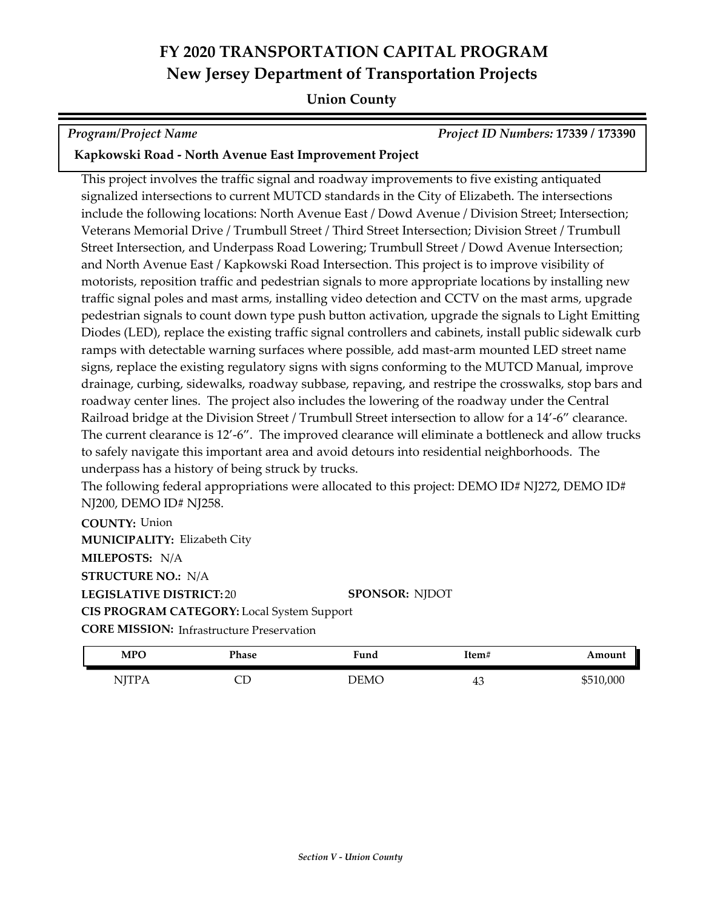# FY 2020 TRANSPORTATION CAPITAL PROGRAM
## New Jersey Department of Transportation Projects

### Union County

*Program/Project Name* — *Project ID Numbers:* **17339 / 173390**

**Kapkowski Road - North Avenue East Improvement Project**

This project involves the traffic signal and roadway improvements to five existing antiquated signalized intersections to current MUTCD standards in the City of Elizabeth. The intersections include the following locations: North Avenue East / Dowd Avenue / Division Street; Intersection; Veterans Memorial Drive / Trumbull Street / Third Street Intersection; Division Street / Trumbull Street Intersection, and Underpass Road Lowering; Trumbull Street / Dowd Avenue Intersection; and North Avenue East / Kapkowski Road Intersection. This project is to improve visibility of motorists, reposition traffic and pedestrian signals to more appropriate locations by installing new traffic signal poles and mast arms, installing video detection and CCTV on the mast arms, upgrade pedestrian signals to count down type push button activation, upgrade the signals to Light Emitting Diodes (LED), replace the existing traffic signal controllers and cabinets, install public sidewalk curb ramps with detectable warning surfaces where possible, add mast-arm mounted LED street name signs, replace the existing regulatory signs with signs conforming to the MUTCD Manual, improve drainage, curbing, sidewalks, roadway subbase, repaving, and restripe the crosswalks, stop bars and roadway center lines. The project also includes the lowering of the roadway under the Central Railroad bridge at the Division Street / Trumbull Street intersection to allow for a 14'-6" clearance. The current clearance is 12'-6". The improved clearance will eliminate a bottleneck and allow trucks to safely navigate this important area and avoid detours into residential neighborhoods. The underpass has a history of being struck by trucks.

The following federal appropriations were allocated to this project: DEMO ID# NJ272, DEMO ID# NJ200, DEMO ID# NJ258.

**COUNTY:** Union
**MUNICIPALITY:** Elizabeth City
**MILEPOSTS:** N/A
**STRUCTURE NO.:** N/A
**LEGISLATIVE DISTRICT:** 20 **SPONSOR:** NJDOT
**CIS PROGRAM CATEGORY:** Local System Support
**CORE MISSION:** Infrastructure Preservation

| MPO | Phase | Fund | Item# | Amount |
|---|---|---|---|---|
| NJTPA | CD | DEMO | 43 | $510,000 |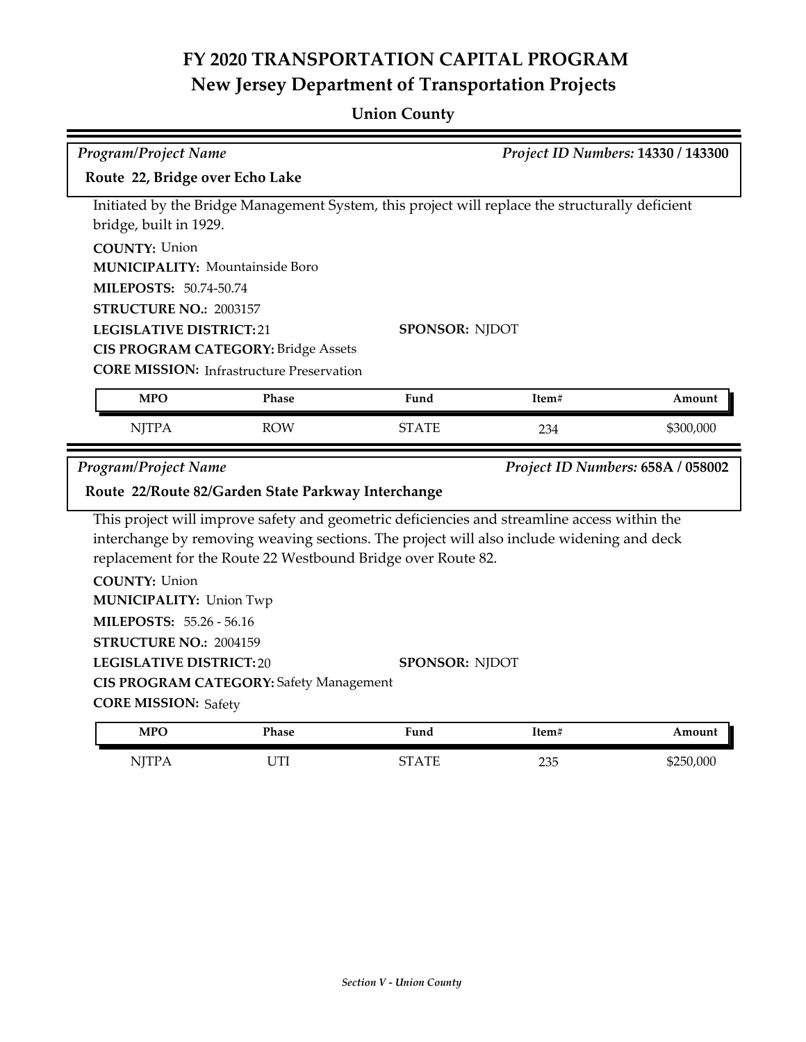# FY 2020 TRANSPORTATION CAPITAL PROGRAM
## New Jersey Department of Transportation Projects

### Union County

*Program/Project Name* | *Project ID Numbers:* **14330 / 143300**

**Route 22, Bridge over Echo Lake**

Initiated by the Bridge Management System, this project will replace the structurally deficient bridge, built in 1929.

**COUNTY:** Union
**MUNICIPALITY:** Mountainside Boro
**MILEPOSTS:** 50.74-50.74
**STRUCTURE NO.:** 2003157
**LEGISLATIVE DISTRICT:** 21
**SPONSOR:** NJDOT
**CIS PROGRAM CATEGORY:** Bridge Assets
**CORE MISSION:** Infrastructure Preservation

| MPO | Phase | Fund | Item# | Amount |
|---|---|---|---|---|
| NJTPA | ROW | STATE | 234 | $300,000 |

*Program/Project Name* | *Project ID Numbers:* **658A / 058002**

**Route 22/Route 82/Garden State Parkway Interchange**

This project will improve safety and geometric deficiencies and streamline access within the interchange by removing weaving sections. The project will also include widening and deck replacement for the Route 22 Westbound Bridge over Route 82.

**COUNTY:** Union
**MUNICIPALITY:** Union Twp
**MILEPOSTS:** 55.26 - 56.16
**STRUCTURE NO.:** 2004159
**LEGISLATIVE DISTRICT:** 20
**SPONSOR:** NJDOT
**CIS PROGRAM CATEGORY:** Safety Management
**CORE MISSION:** Safety

| MPO | Phase | Fund | Item# | Amount |
|---|---|---|---|---|
| NJTPA | UTI | STATE | 235 | $250,000 |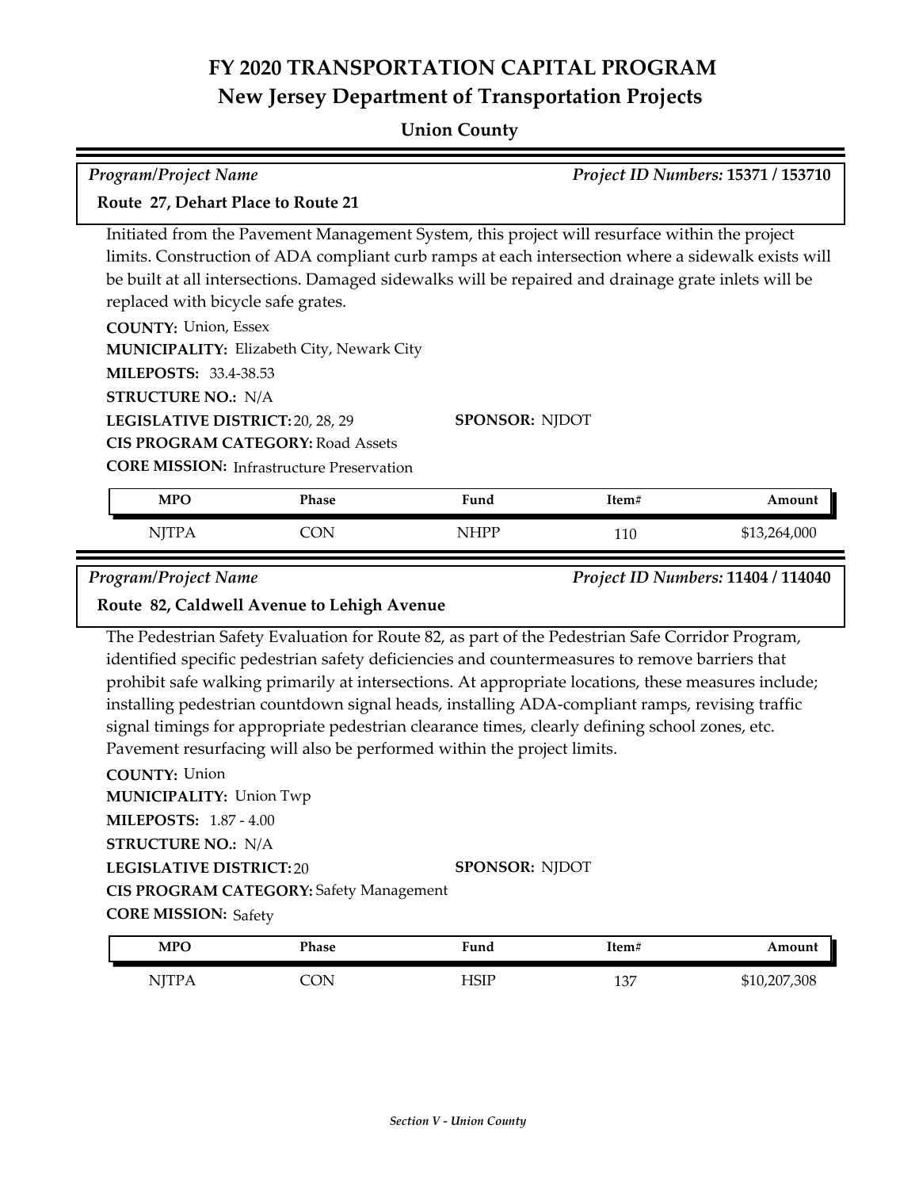# FY 2020 TRANSPORTATION CAPITAL PROGRAM
## New Jersey Department of Transportation Projects

### Union County

*Program/Project Name* | *Project ID Numbers:* **15371 / 153710**

**Route 27, Dehart Place to Route 21**

Initiated from the Pavement Management System, this project will resurface within the project limits. Construction of ADA compliant curb ramps at each intersection where a sidewalk exists will be built at all intersections. Damaged sidewalks will be repaired and drainage grate inlets will be replaced with bicycle safe grates.

**COUNTY:** Union, Essex
**MUNICIPALITY:** Elizabeth City, Newark City
**MILEPOSTS:** 33.4-38.53
**STRUCTURE NO.:** N/A
**LEGISLATIVE DISTRICT:** 20, 28, 29
**SPONSOR:** NJDOT
**CIS PROGRAM CATEGORY:** Road Assets
**CORE MISSION:** Infrastructure Preservation

| MPO | Phase | Fund | Item# | Amount |
|---|---|---|---|---|
| NJTPA | CON | NHPP | 110 | $13,264,000 |

*Program/Project Name* | *Project ID Numbers:* **11404 / 114040**

**Route 82, Caldwell Avenue to Lehigh Avenue**

The Pedestrian Safety Evaluation for Route 82, as part of the Pedestrian Safe Corridor Program, identified specific pedestrian safety deficiencies and countermeasures to remove barriers that prohibit safe walking primarily at intersections. At appropriate locations, these measures include; installing pedestrian countdown signal heads, installing ADA-compliant ramps, revising traffic signal timings for appropriate pedestrian clearance times, clearly defining school zones, etc. Pavement resurfacing will also be performed within the project limits.

**COUNTY:** Union
**MUNICIPALITY:** Union Twp
**MILEPOSTS:** 1.87 - 4.00
**STRUCTURE NO.:** N/A
**LEGISLATIVE DISTRICT:** 20
**SPONSOR:** NJDOT
**CIS PROGRAM CATEGORY:** Safety Management
**CORE MISSION:** Safety

| MPO | Phase | Fund | Item# | Amount |
|---|---|---|---|---|
| NJTPA | CON | HSIP | 137 | $10,207,308 |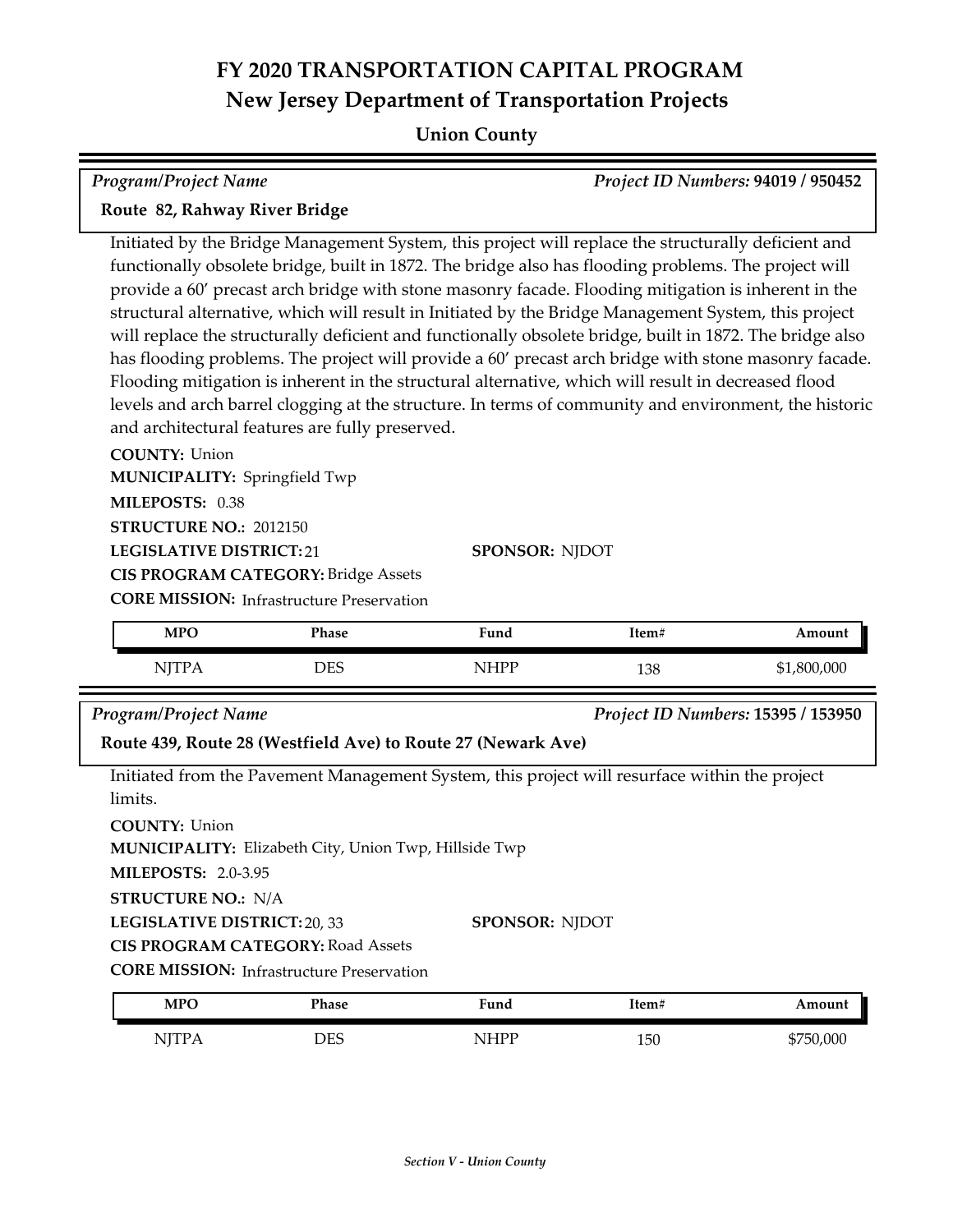# FY 2020 TRANSPORTATION CAPITAL PROGRAM
## New Jersey Department of Transportation Projects

### Union County

*Program/Project Name* *Project ID Numbers:* **94019 / 950452**

**Route 82, Rahway River Bridge**

Initiated by the Bridge Management System, this project will replace the structurally deficient and functionally obsolete bridge, built in 1872. The bridge also has flooding problems. The project will provide a 60' precast arch bridge with stone masonry facade. Flooding mitigation is inherent in the structural alternative, which will result in Initiated by the Bridge Management System, this project will replace the structurally deficient and functionally obsolete bridge, built in 1872. The bridge also has flooding problems. The project will provide a 60' precast arch bridge with stone masonry facade. Flooding mitigation is inherent in the structural alternative, which will result in decreased flood levels and arch barrel clogging at the structure. In terms of community and environment, the historic and architectural features are fully preserved.

**COUNTY:** Union
**MUNICIPALITY:** Springfield Twp
**MILEPOSTS:** 0.38
**STRUCTURE NO.:** 2012150
**LEGISLATIVE DISTRICT:** 21
**SPONSOR:** NJDOT
**CIS PROGRAM CATEGORY:** Bridge Assets
**CORE MISSION:** Infrastructure Preservation

| MPO | Phase | Fund | Item# | Amount |
|---|---|---|---|---|
| NJTPA | DES | NHPP | 138 | $1,800,000 |

*Program/Project Name* *Project ID Numbers:* **15395 / 153950**

**Route 439, Route 28 (Westfield Ave) to Route 27 (Newark Ave)**

Initiated from the Pavement Management System, this project will resurface within the project limits.

**COUNTY:** Union
**MUNICIPALITY:** Elizabeth City, Union Twp, Hillside Twp
**MILEPOSTS:** 2.0-3.95
**STRUCTURE NO.:** N/A
**LEGISLATIVE DISTRICT:** 20, 33
**SPONSOR:** NJDOT
**CIS PROGRAM CATEGORY:** Road Assets
**CORE MISSION:** Infrastructure Preservation

| MPO | Phase | Fund | Item# | Amount |
|---|---|---|---|---|
| NJTPA | DES | NHPP | 150 | $750,000 |